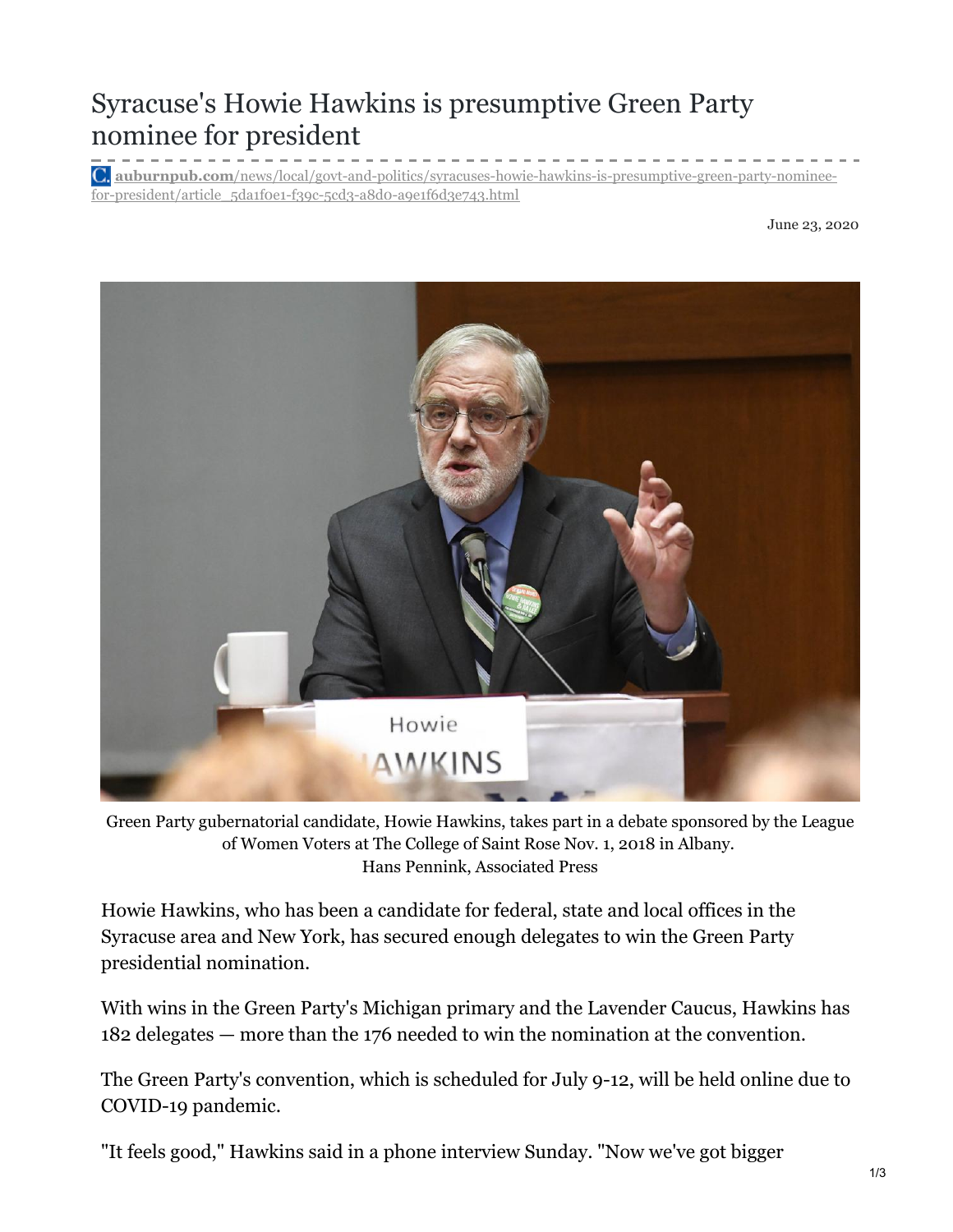# Syracuse's Howie Hawkins is presumptive Green Party nominee for president

**auburnpub.com**/news/local/govt-and-politics/syracuses-howie-hawkins-is-presumptive-green-party-nominee-for-president/article_5da1f0e1-f39c-5cd3-a8d0-a9e1f6d3e743.html

June 23, 2020

Green Party gubernatorial candidate, Howie Hawkins, takes part in a debate sponsored by the League of Women Voters at The College of Saint Rose Nov. 1, 2018 in Albany.
Hans Pennink, Associated Press

Howie Hawkins, who has been a candidate for federal, state and local offices in the Syracuse area and New York, has secured enough delegates to win the Green Party presidential nomination.

With wins in the Green Party's Michigan primary and the Lavender Caucus, Hawkins has 182 delegates — more than the 176 needed to win the nomination at the convention.

The Green Party's convention, which is scheduled for July 9-12, will be held online due to COVID-19 pandemic.

"It feels good," Hawkins said in a phone interview Sunday. "Now we've got bigger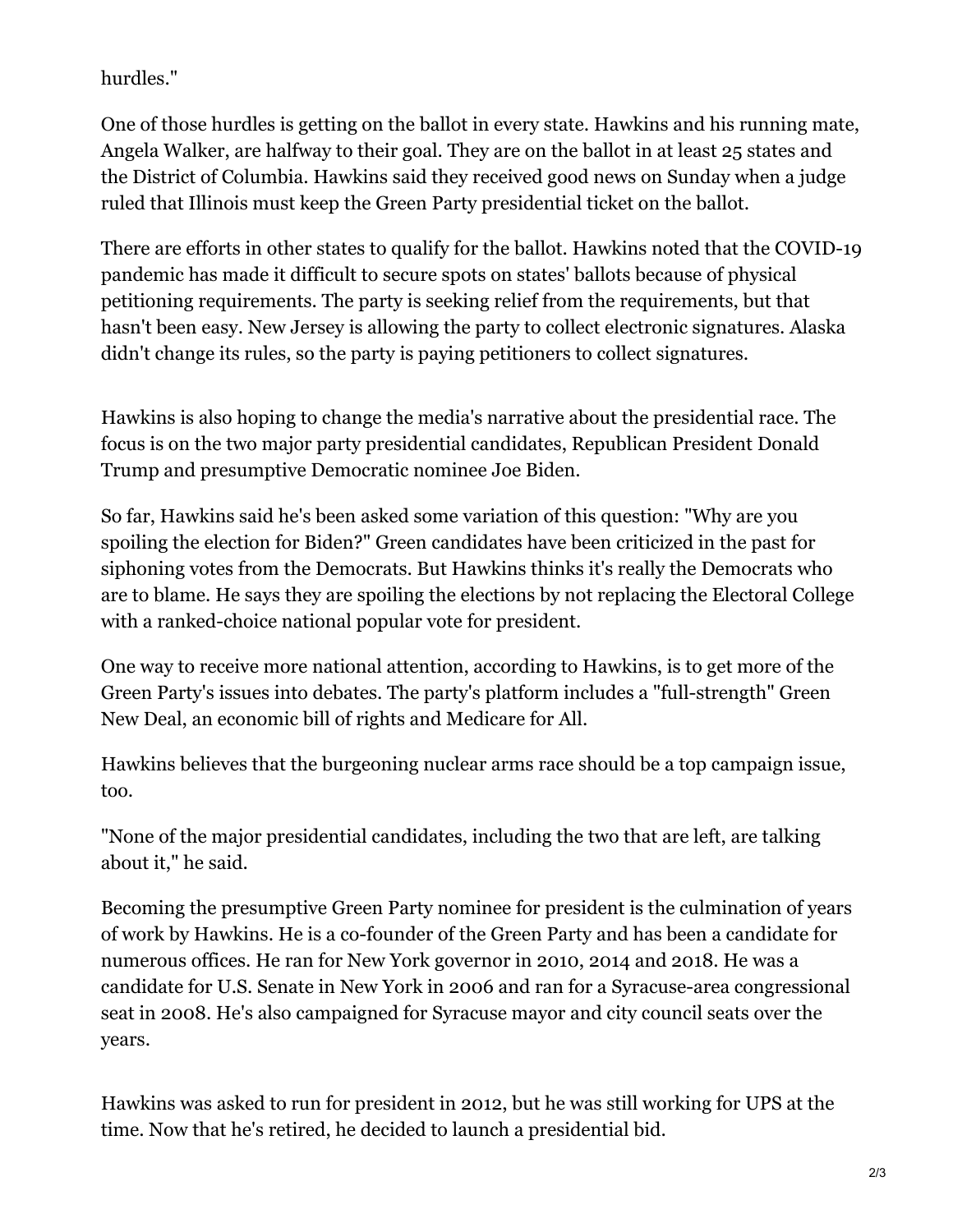hurdles."

One of those hurdles is getting on the ballot in every state. Hawkins and his running mate, Angela Walker, are halfway to their goal. They are on the ballot in at least 25 states and the District of Columbia. Hawkins said they received good news on Sunday when a judge ruled that Illinois must keep the Green Party presidential ticket on the ballot.

There are efforts in other states to qualify for the ballot. Hawkins noted that the COVID-19 pandemic has made it difficult to secure spots on states' ballots because of physical petitioning requirements. The party is seeking relief from the requirements, but that hasn't been easy. New Jersey is allowing the party to collect electronic signatures. Alaska didn't change its rules, so the party is paying petitioners to collect signatures.

Hawkins is also hoping to change the media's narrative about the presidential race. The focus is on the two major party presidential candidates, Republican President Donald Trump and presumptive Democratic nominee Joe Biden.

So far, Hawkins said he's been asked some variation of this question: "Why are you spoiling the election for Biden?" Green candidates have been criticized in the past for siphoning votes from the Democrats. But Hawkins thinks it's really the Democrats who are to blame. He says they are spoiling the elections by not replacing the Electoral College with a ranked-choice national popular vote for president.

One way to receive more national attention, according to Hawkins, is to get more of the Green Party's issues into debates. The party's platform includes a "full-strength" Green New Deal, an economic bill of rights and Medicare for All.

Hawkins believes that the burgeoning nuclear arms race should be a top campaign issue, too.

"None of the major presidential candidates, including the two that are left, are talking about it," he said.

Becoming the presumptive Green Party nominee for president is the culmination of years of work by Hawkins. He is a co-founder of the Green Party and has been a candidate for numerous offices. He ran for New York governor in 2010, 2014 and 2018. He was a candidate for U.S. Senate in New York in 2006 and ran for a Syracuse-area congressional seat in 2008. He's also campaigned for Syracuse mayor and city council seats over the years.

Hawkins was asked to run for president in 2012, but he was still working for UPS at the time. Now that he's retired, he decided to launch a presidential bid.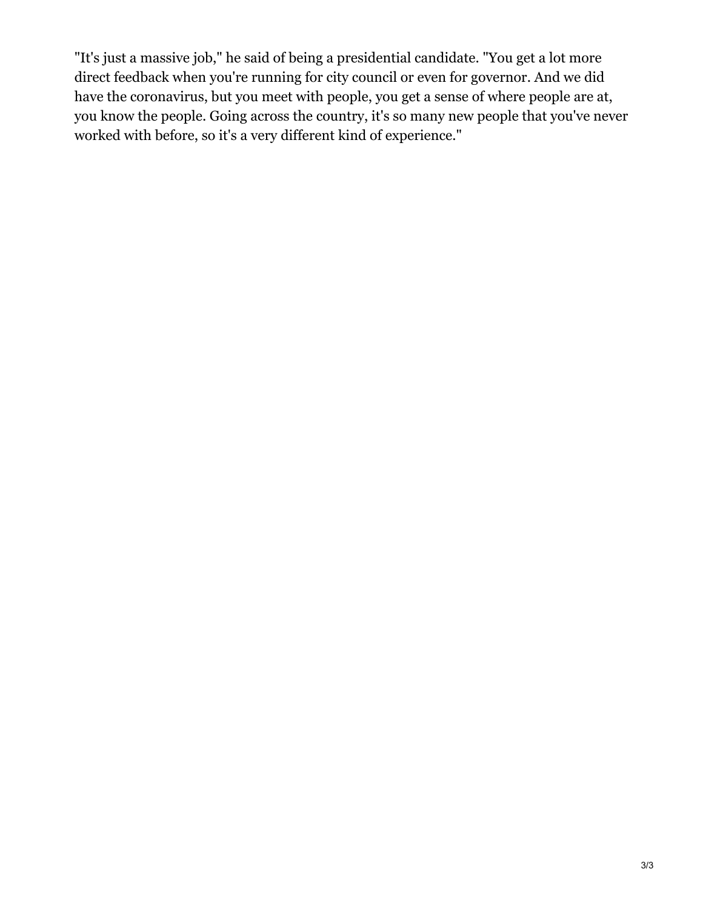"It's just a massive job," he said of being a presidential candidate. "You get a lot more direct feedback when you're running for city council or even for governor. And we did have the coronavirus, but you meet with people, you get a sense of where people are at, you know the people. Going across the country, it's so many new people that you've never worked with before, so it's a very different kind of experience."